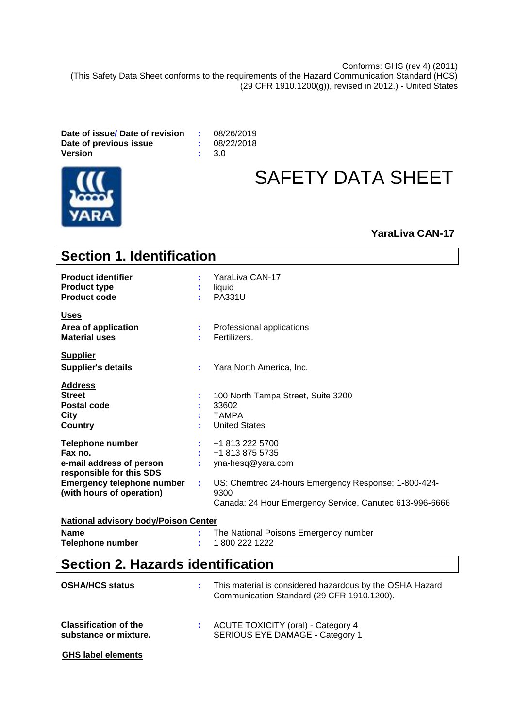Conforms: GHS (rev 4) (2011)
(This Safety Data Sheet conforms to the requirements of the Hazard Communication Standard (HCS) (29 CFR 1910.1200(g)), revised in 2012.) - United States

| | | |
|---|---|---|
| **Date of issue/ Date of revision** | : | 08/26/2019 |
| **Date of previous issue** | : | 08/22/2018 |
| **Version** | : | 3.0 |

# SAFETY DATA SHEET

**YaraLiva CAN-17**

## Section 1. Identification

| | | |
|---|---|---|
| **Product identifier** | : | YaraLiva CAN-17 |
| **Product type** | : | liquid |
| **Product code** | : | PA331U |

**Uses**

| | | |
|---|---|---|
| **Area of application** | : | Professional applications |
| **Material uses** | : | Fertilizers. |

**Supplier**

| | | |
|---|---|---|
| **Supplier's details** | : | Yara North America, Inc. |

**Address**

| | | |
|---|---|---|
| **Street** | : | 100 North Tampa Street, Suite 3200 |
| **Postal code** | : | 33602 |
| **City** | : | TAMPA |
| **Country** | : | United States |

| | | |
|---|---|---|
| **Telephone number** | : | +1 813 222 5700 |
| **Fax no.** | : | +1 813 875 5735 |
| **e-mail address of person responsible for this SDS** | : | yna-hesq@yara.com |
| **Emergency telephone number (with hours of operation)** | : | US: Chemtrec 24-hours Emergency Response: 1-800-424-9300<br>Canada: 24 Hour Emergency Service, Canutec 613-996-6666 |

**National advisory body/Poison Center**

| | | |
|---|---|---|
| **Name** | : | The National Poisons Emergency number |
| **Telephone number** | : | 1 800 222 1222 |

## Section 2. Hazards identification

| | | |
|---|---|---|
| **OSHA/HCS status** | : | This material is considered hazardous by the OSHA Hazard Communication Standard (29 CFR 1910.1200). |
| **Classification of the substance or mixture.** | : | ACUTE TOXICITY (oral) - Category 4<br>SERIOUS EYE DAMAGE - Category 1 |

**GHS label elements**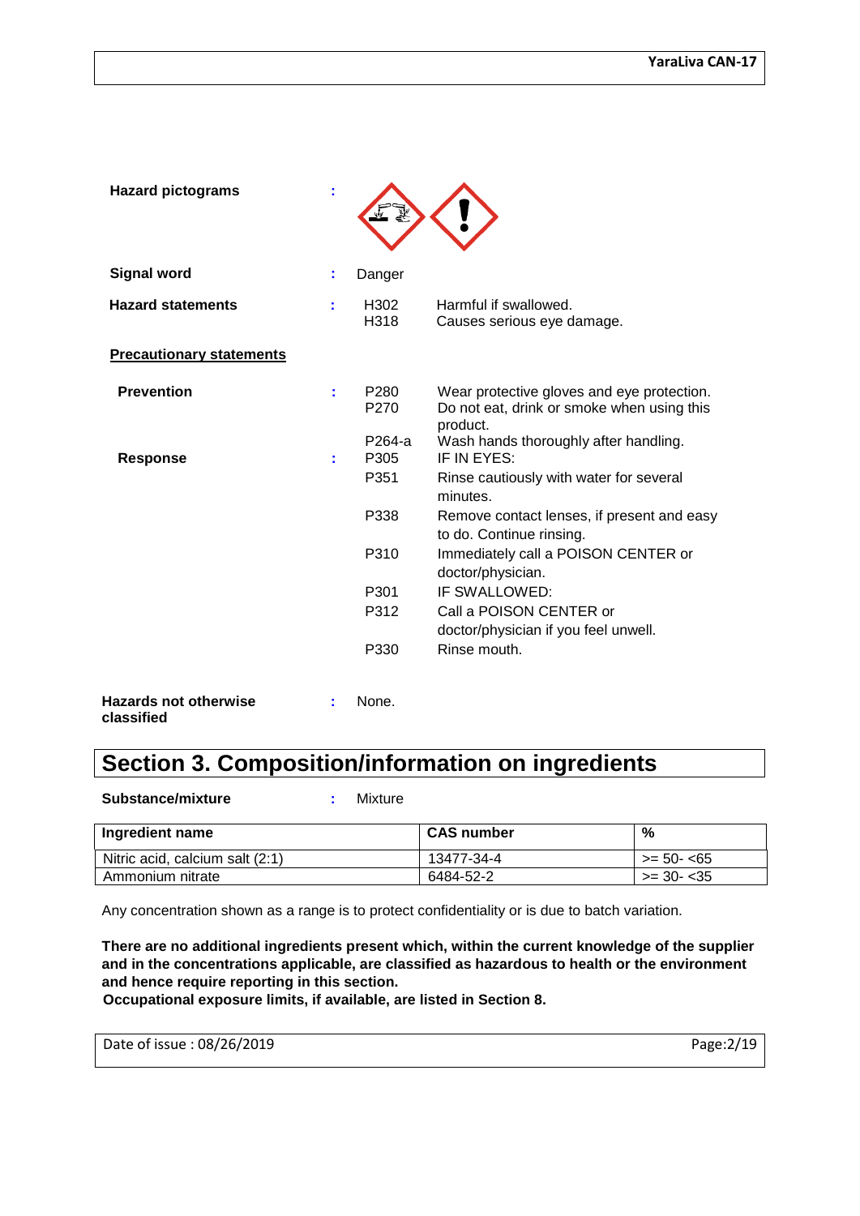**Hazard pictograms** :

**Signal word** : Danger

**Hazard statements** :

| | |
|---|---|
| H302 | Harmful if swallowed. |
| H318 | Causes serious eye damage. |

**Precautionary statements**

**Prevention** :

| | |
|---|---|
| P280 | Wear protective gloves and eye protection. |
| P270 | Do not eat, drink or smoke when using this product. |
| P264-a | Wash hands thoroughly after handling. |

**Response** :

| | |
|---|---|
| P305 | IF IN EYES: |
| P351 | Rinse cautiously with water for several minutes. |
| P338 | Remove contact lenses, if present and easy to do. Continue rinsing. |
| P310 | Immediately call a POISON CENTER or doctor/physician. |
| P301 | IF SWALLOWED: |
| P312 | Call a POISON CENTER or doctor/physician if you feel unwell. |
| P330 | Rinse mouth. |

**Hazards not otherwise classified** : None.

# Section 3. Composition/information on ingredients

**Substance/mixture** : Mixture

| Ingredient name | CAS number | % |
|---|---|---|
| Nitric acid, calcium salt (2:1) | 13477-34-4 | >= 50- <65 |
| Ammonium nitrate | 6484-52-2 | >= 30- <35 |

Any concentration shown as a range is to protect confidentiality or is due to batch variation.

**There are no additional ingredients present which, within the current knowledge of the supplier and in the concentrations applicable, are classified as hazardous to health or the environment and hence require reporting in this section.**
**Occupational exposure limits, if available, are listed in Section 8.**

Date of issue : 08/26/2019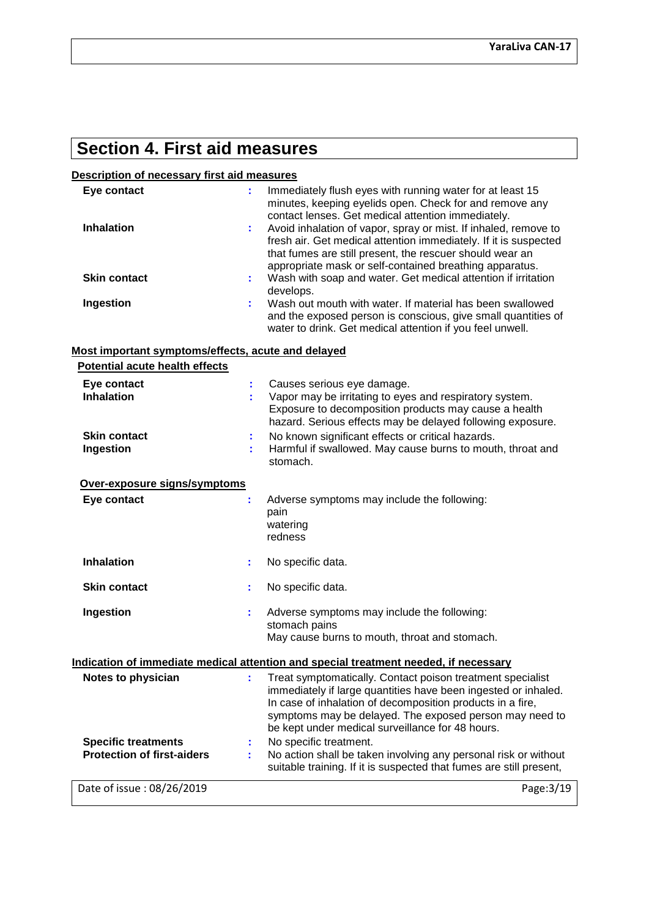# Section 4. First aid measures

**Description of necessary first aid measures**

| | |
|---|---|
| **Eye contact** | Immediately flush eyes with running water for at least 15 minutes, keeping eyelids open. Check for and remove any contact lenses. Get medical attention immediately. |
| **Inhalation** | Avoid inhalation of vapor, spray or mist. If inhaled, remove to fresh air. Get medical attention immediately. If it is suspected that fumes are still present, the rescuer should wear an appropriate mask or self-contained breathing apparatus. |
| **Skin contact** | Wash with soap and water. Get medical attention if irritation develops. |
| **Ingestion** | Wash out mouth with water. If material has been swallowed and the exposed person is conscious, give small quantities of water to drink. Get medical attention if you feel unwell. |

**Most important symptoms/effects, acute and delayed**

**Potential acute health effects**

| | |
|---|---|
| **Eye contact** | Causes serious eye damage. |
| **Inhalation** | Vapor may be irritating to eyes and respiratory system. Exposure to decomposition products may cause a health hazard. Serious effects may be delayed following exposure. |
| **Skin contact** | No known significant effects or critical hazards. |
| **Ingestion** | Harmful if swallowed. May cause burns to mouth, throat and stomach. |

**Over-exposure signs/symptoms**

| | |
|---|---|
| **Eye contact** | Adverse symptoms may include the following:<br>pain<br>watering<br>redness |
| **Inhalation** | No specific data. |
| **Skin contact** | No specific data. |
| **Ingestion** | Adverse symptoms may include the following:<br>stomach pains<br>May cause burns to mouth, throat and stomach. |

**Indication of immediate medical attention and special treatment needed, if necessary**

| | |
|---|---|
| **Notes to physician** | Treat symptomatically. Contact poison treatment specialist immediately if large quantities have been ingested or inhaled. In case of inhalation of decomposition products in a fire, symptoms may be delayed. The exposed person may need to be kept under medical surveillance for 48 hours. |
| **Specific treatments** | No specific treatment. |
| **Protection of first-aiders** | No action shall be taken involving any personal risk or without suitable training. If it is suspected that fumes are still present, |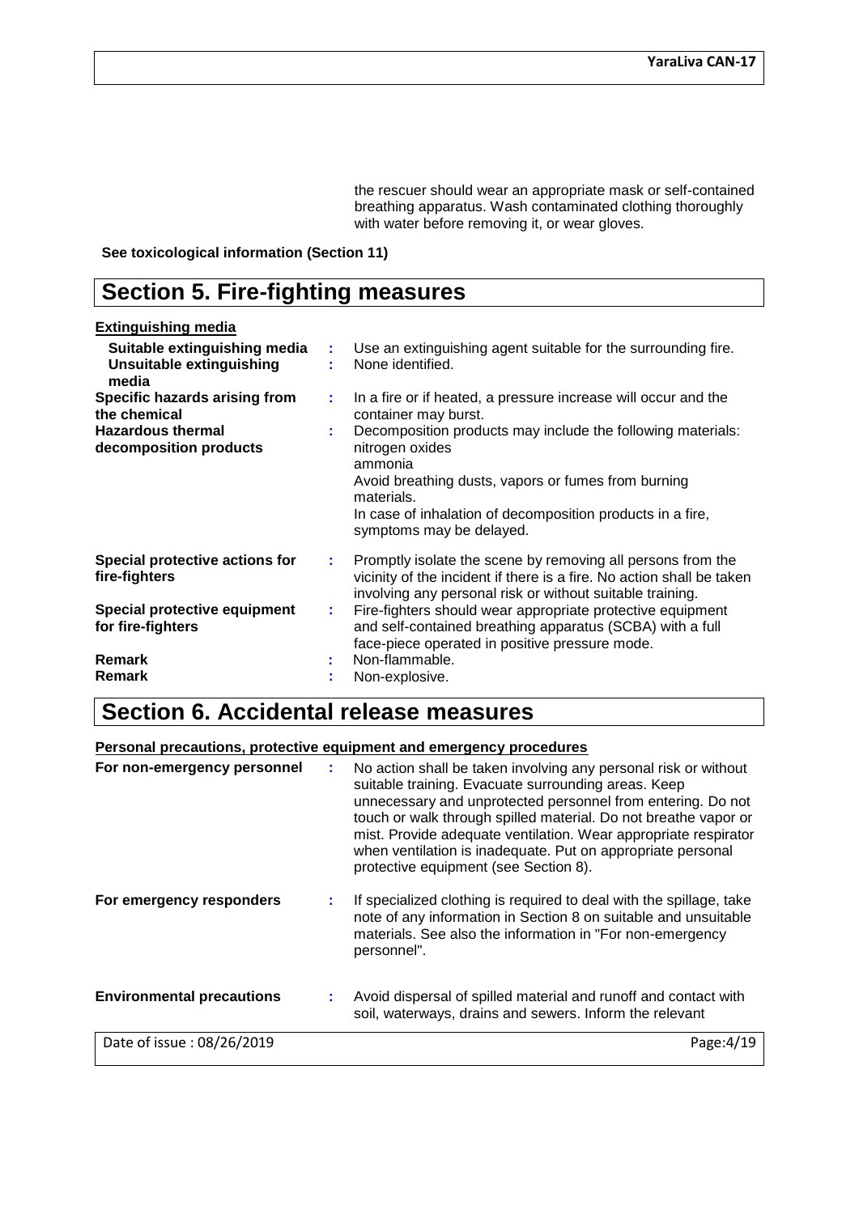the rescuer should wear an appropriate mask or self-contained breathing apparatus. Wash contaminated clothing thoroughly with water before removing it, or wear gloves.

**See toxicological information (Section 11)**

## Section 5. Fire-fighting measures

**Extinguishing media**

| | | |
|---|---|---|
| **Suitable extinguishing media** | : | Use an extinguishing agent suitable for the surrounding fire. |
| **Unsuitable extinguishing media** | : | None identified. |
| **Specific hazards arising from the chemical** | : | In a fire or if heated, a pressure increase will occur and the container may burst. |
| **Hazardous thermal decomposition products** | : | Decomposition products may include the following materials: nitrogen oxides<br>ammonia<br>Avoid breathing dusts, vapors or fumes from burning materials.<br>In case of inhalation of decomposition products in a fire, symptoms may be delayed. |
| **Special protective actions for fire-fighters** | : | Promptly isolate the scene by removing all persons from the vicinity of the incident if there is a fire. No action shall be taken involving any personal risk or without suitable training. |
| **Special protective equipment for fire-fighters** | : | Fire-fighters should wear appropriate protective equipment and self-contained breathing apparatus (SCBA) with a full face-piece operated in positive pressure mode. |
| **Remark** | : | Non-flammable. |
| **Remark** | : | Non-explosive. |

## Section 6. Accidental release measures

**Personal precautions, protective equipment and emergency procedures**

| | | |
|---|---|---|
| **For non-emergency personnel** | : | No action shall be taken involving any personal risk or without suitable training. Evacuate surrounding areas. Keep unnecessary and unprotected personnel from entering. Do not touch or walk through spilled material. Do not breathe vapor or mist. Provide adequate ventilation. Wear appropriate respirator when ventilation is inadequate. Put on appropriate personal protective equipment (see Section 8). |
| **For emergency responders** | : | If specialized clothing is required to deal with the spillage, take note of any information in Section 8 on suitable and unsuitable materials. See also the information in "For non-emergency personnel". |
| **Environmental precautions** | : | Avoid dispersal of spilled material and runoff and contact with soil, waterways, drains and sewers. Inform the relevant |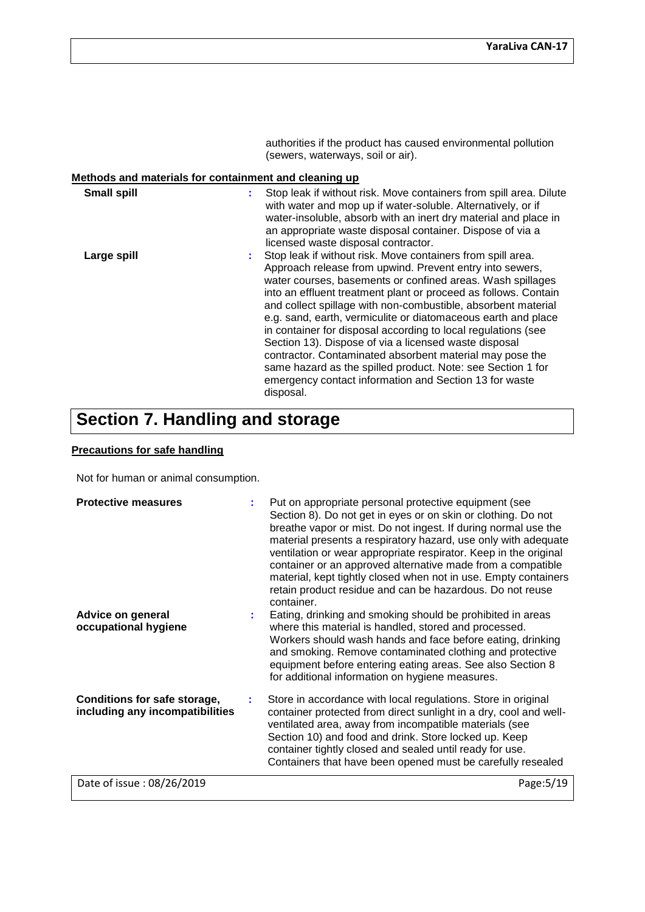authorities if the product has caused environmental pollution (sewers, waterways, soil or air).

**Methods and materials for containment and cleaning up**

**Small spill** : Stop leak if without risk. Move containers from spill area. Dilute with water and mop up if water-soluble. Alternatively, or if water-insoluble, absorb with an inert dry material and place in an appropriate waste disposal container. Dispose of via a licensed waste disposal contractor.

**Large spill** : Stop leak if without risk. Move containers from spill area. Approach release from upwind. Prevent entry into sewers, water courses, basements or confined areas. Wash spillages into an effluent treatment plant or proceed as follows. Contain and collect spillage with non-combustible, absorbent material e.g. sand, earth, vermiculite or diatomaceous earth and place in container for disposal according to local regulations (see Section 13). Dispose of via a licensed waste disposal contractor. Contaminated absorbent material may pose the same hazard as the spilled product. Note: see Section 1 for emergency contact information and Section 13 for waste disposal.

# Section 7. Handling and storage

**Precautions for safe handling**

Not for human or animal consumption.

**Protective measures** : Put on appropriate personal protective equipment (see Section 8). Do not get in eyes or on skin or clothing. Do not breathe vapor or mist. Do not ingest. If during normal use the material presents a respiratory hazard, use only with adequate ventilation or wear appropriate respirator. Keep in the original container or an approved alternative made from a compatible material, kept tightly closed when not in use. Empty containers retain product residue and can be hazardous. Do not reuse container.

**Advice on general occupational hygiene** : Eating, drinking and smoking should be prohibited in areas where this material is handled, stored and processed. Workers should wash hands and face before eating, drinking and smoking. Remove contaminated clothing and protective equipment before entering eating areas. See also Section 8 for additional information on hygiene measures.

**Conditions for safe storage, including any incompatibilities** : Store in accordance with local regulations. Store in original container protected from direct sunlight in a dry, cool and well-ventilated area, away from incompatible materials (see Section 10) and food and drink. Store locked up. Keep container tightly closed and sealed until ready for use. Containers that have been opened must be carefully resealed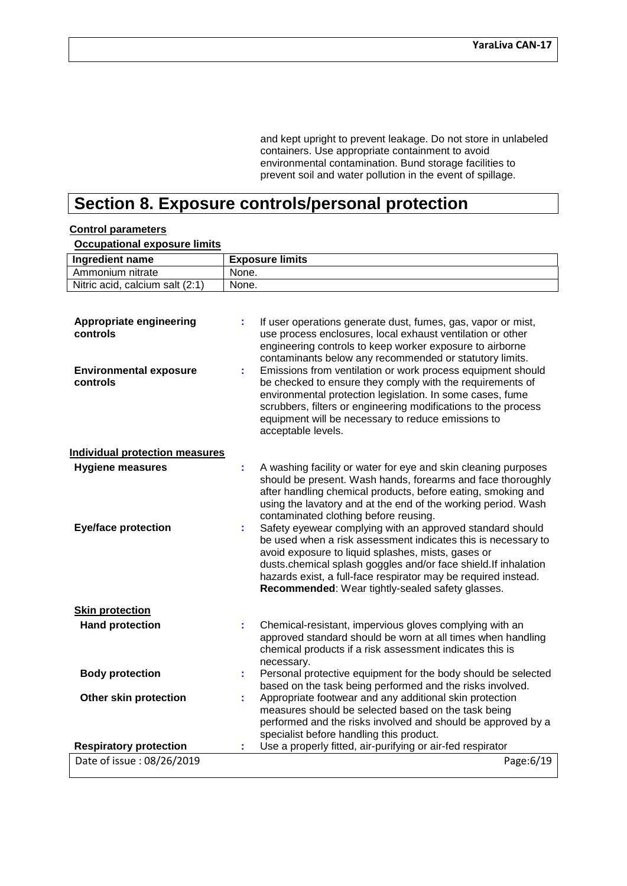and kept upright to prevent leakage. Do not store in unlabeled containers. Use appropriate containment to avoid environmental contamination. Bund storage facilities to prevent soil and water pollution in the event of spillage.

# Section 8. Exposure controls/personal protection

**Control parameters**

**Occupational exposure limits**

| Ingredient name | Exposure limits |
|---|---|
| Ammonium nitrate | None. |
| Nitric acid, calcium salt (2:1) | None. |

**Appropriate engineering controls** : If user operations generate dust, fumes, gas, vapor or mist, use process enclosures, local exhaust ventilation or other engineering controls to keep worker exposure to airborne contaminants below any recommended or statutory limits.

**Environmental exposure controls** : Emissions from ventilation or work process equipment should be checked to ensure they comply with the requirements of environmental protection legislation. In some cases, fume scrubbers, filters or engineering modifications to the process equipment will be necessary to reduce emissions to acceptable levels.

**Individual protection measures**

**Hygiene measures** : A washing facility or water for eye and skin cleaning purposes should be present. Wash hands, forearms and face thoroughly after handling chemical products, before eating, smoking and using the lavatory and at the end of the working period. Wash contaminated clothing before reusing.

**Eye/face protection** : Safety eyewear complying with an approved standard should be used when a risk assessment indicates this is necessary to avoid exposure to liquid splashes, mists, gases or dusts.chemical splash goggles and/or face shield.If inhalation hazards exist, a full-face respirator may be required instead. **Recommended**: Wear tightly-sealed safety glasses.

**Skin protection**

**Hand protection** : Chemical-resistant, impervious gloves complying with an approved standard should be worn at all times when handling chemical products if a risk assessment indicates this is necessary.

**Body protection** : Personal protective equipment for the body should be selected based on the task being performed and the risks involved.

**Other skin protection** : Appropriate footwear and any additional skin protection measures should be selected based on the task being performed and the risks involved and should be approved by a specialist before handling this product.

**Respiratory protection** : Use a properly fitted, air-purifying or air-fed respirator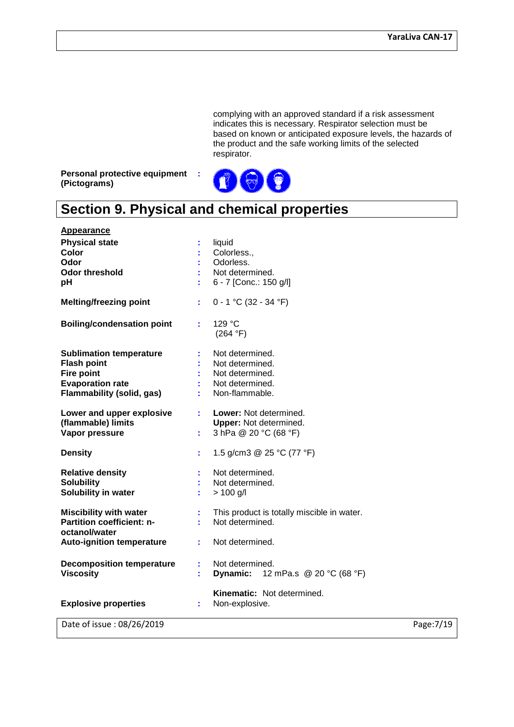complying with an approved standard if a risk assessment indicates this is necessary. Respirator selection must be based on known or anticipated exposure levels, the hazards of the product and the safe working limits of the selected respirator.

**Personal protective equipment (Pictograms)** :

## Section 9. Physical and chemical properties

**Appearance**

| | | |
|---|---|---|
| **Physical state** | : | liquid |
| **Color** | : | Colorless., |
| **Odor** | : | Odorless. |
| **Odor threshold** | : | Not determined. |
| **pH** | : | 6 - 7 [Conc.: 150 g/l] |
| **Melting/freezing point** | : | 0 - 1 °C (32 - 34 °F) |
| **Boiling/condensation point** | : | 129 °C (264 °F) |
| **Sublimation temperature** | : | Not determined. |
| **Flash point** | : | Not determined. |
| **Fire point** | : | Not determined. |
| **Evaporation rate** | : | Not determined. |
| **Flammability (solid, gas)** | : | Non-flammable. |
| **Lower and upper explosive (flammable) limits** | : | **Lower:** Not determined. **Upper:** Not determined. |
| **Vapor pressure** | : | 3 hPa @ 20 °C (68 °F) |
| **Density** | : | 1.5 g/cm3 @ 25 °C (77 °F) |
| **Relative density** | : | Not determined. |
| **Solubility** | : | Not determined. |
| **Solubility in water** | : | > 100 g/l |
| **Miscibility with water** | : | This product is totally miscible in water. |
| **Partition coefficient: n-octanol/water** | : | Not determined. |
| **Auto-ignition temperature** | : | Not determined. |
| **Decomposition temperature** | : | Not determined. |
| **Viscosity** | : | **Dynamic:** 12 mPa.s @ 20 °C (68 °F) **Kinematic:** Not determined. |
| **Explosive properties** | : | Non-explosive. |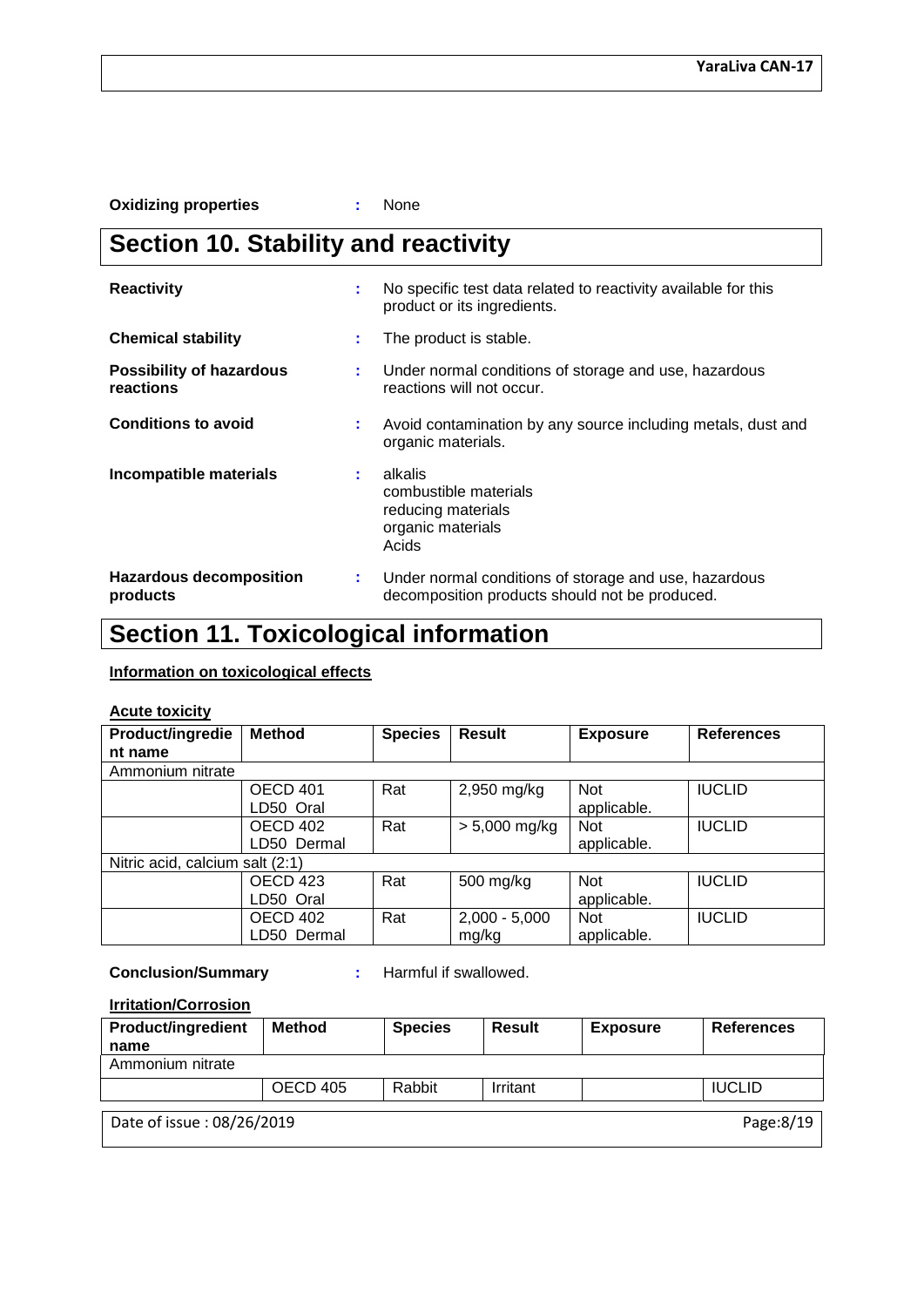**Oxidizing properties** : None

# Section 10. Stability and reactivity

**Reactivity** : No specific test data related to reactivity available for this product or its ingredients.

**Chemical stability** : The product is stable.

**Possibility of hazardous reactions** : Under normal conditions of storage and use, hazardous reactions will not occur.

**Conditions to avoid** : Avoid contamination by any source including metals, dust and organic materials.

**Incompatible materials** : alkalis
combustible materials
reducing materials
organic materials
Acids

**Hazardous decomposition products** : Under normal conditions of storage and use, hazardous decomposition products should not be produced.

# Section 11. Toxicological information

**Information on toxicological effects**

**Acute toxicity**

| Product/ingredient name | Method | Species | Result | Exposure | References |
|---|---|---|---|---|---|
| Ammonium nitrate | | | | | |
| | OECD 401 LD50 Oral | Rat | 2,950 mg/kg | Not applicable. | IUCLID |
| | OECD 402 LD50 Dermal | Rat | > 5,000 mg/kg | Not applicable. | IUCLID |
| Nitric acid, calcium salt (2:1) | | | | | |
| | OECD 423 LD50 Oral | Rat | 500 mg/kg | Not applicable. | IUCLID |
| | OECD 402 LD50 Dermal | Rat | 2,000 - 5,000 mg/kg | Not applicable. | IUCLID |

**Conclusion/Summary** : Harmful if swallowed.

**Irritation/Corrosion**

| Product/ingredient name | Method | Species | Result | Exposure | References |
|---|---|---|---|---|---|
| Ammonium nitrate | | | | | |
| | OECD 405 | Rabbit | Irritant | | IUCLID |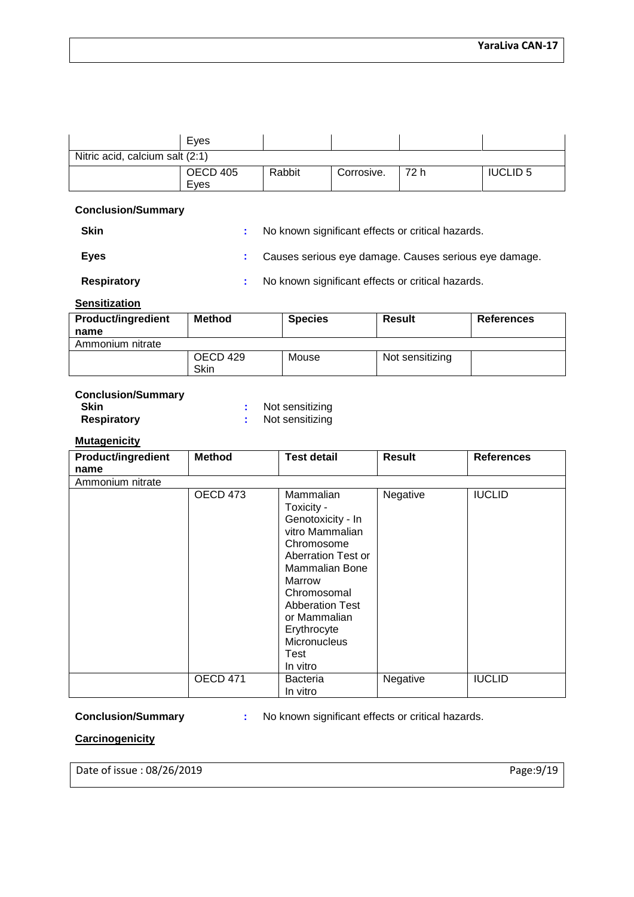| | Eyes | | | | |
|---|---|---|---|---|---|
| Nitric acid, calcium salt (2:1) | | | | | |
| | OECD 405 Eyes | Rabbit | Corrosive. | 72 h | IUCLID 5 |

**Conclusion/Summary**

**Skin** : No known significant effects or critical hazards.

**Eyes** : Causes serious eye damage. Causes serious eye damage.

**Respiratory** : No known significant effects or critical hazards.

**Sensitization**

| Product/ingredient name | Method | Species | Result | References |
|---|---|---|---|---|
| Ammonium nitrate | | | | |
| | OECD 429 Skin | Mouse | Not sensitizing | |

**Conclusion/Summary**

**Skin** : Not sensitizing

**Respiratory** : Not sensitizing

**Mutagenicity**

| Product/ingredient name | Method | Test detail | Result | References |
|---|---|---|---|---|
| Ammonium nitrate | | | | |
| | OECD 473 | Mammalian Toxicity - Genotoxicity - In vitro Mammalian Chromosome Aberration Test or Mammalian Bone Marrow Chromosomal Abberation Test or Mammalian Erythrocyte Micronucleus Test In vitro | Negative | IUCLID |
| | OECD 471 | Bacteria In vitro | Negative | IUCLID |

**Conclusion/Summary** : No known significant effects or critical hazards.

**Carcinogenicity**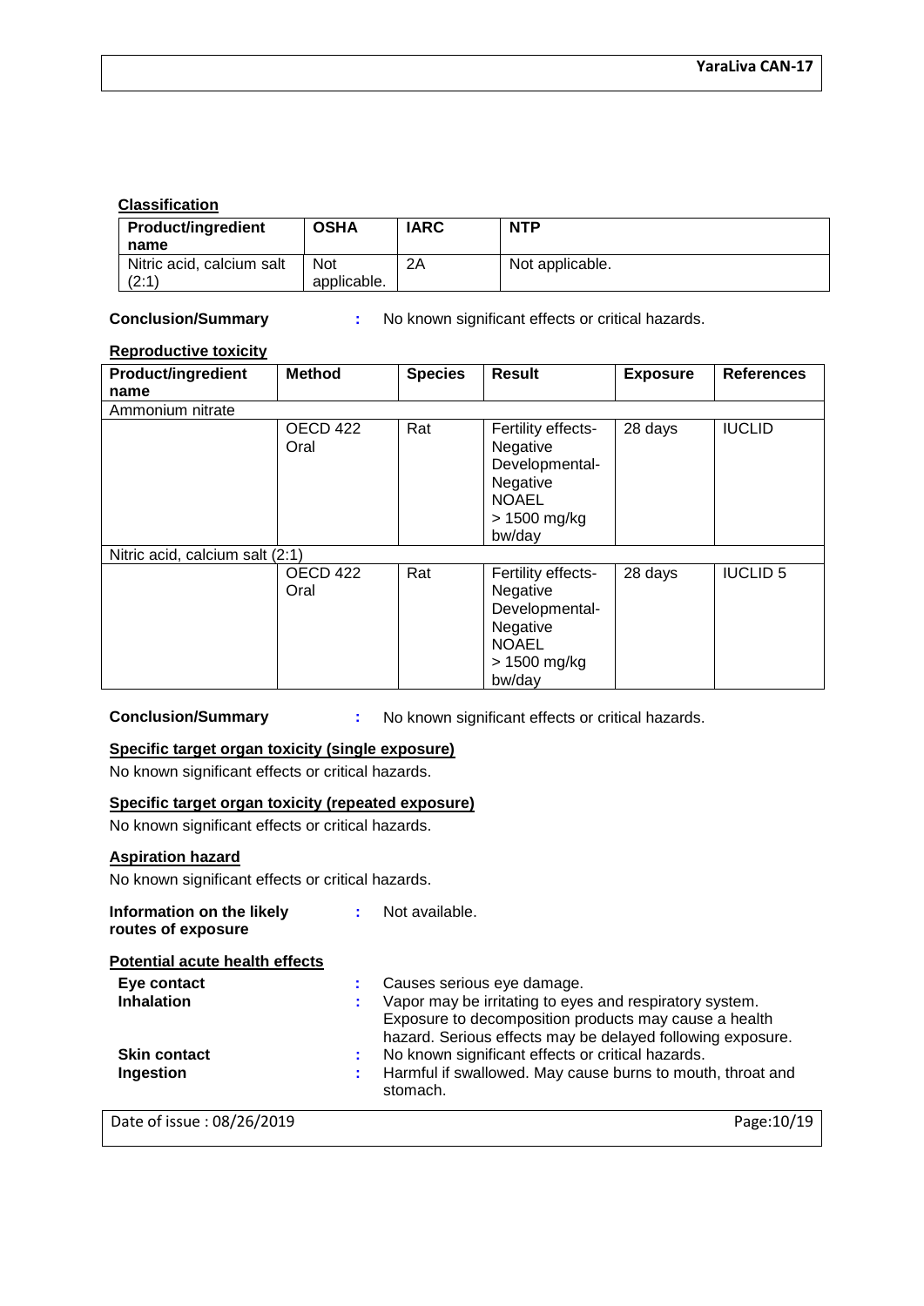**Classification**

| Product/ingredient name | OSHA | IARC | NTP |
|---|---|---|---|
| Nitric acid, calcium salt (2:1) | Not applicable. | 2A | Not applicable. |

**Conclusion/Summary** : No known significant effects or critical hazards.

**Reproductive toxicity**

| Product/ingredient name | Method | Species | Result | Exposure | References |
|---|---|---|---|---|---|
| Ammonium nitrate | | | | | |
| | OECD 422 Oral | Rat | Fertility effects- Negative Developmental- Negative NOAEL > 1500 mg/kg bw/day | 28 days | IUCLID |
| Nitric acid, calcium salt (2:1) | | | | | |
| | OECD 422 Oral | Rat | Fertility effects- Negative Developmental- Negative NOAEL > 1500 mg/kg bw/day | 28 days | IUCLID 5 |

**Conclusion/Summary** : No known significant effects or critical hazards.

**Specific target organ toxicity (single exposure)**

No known significant effects or critical hazards.

**Specific target organ toxicity (repeated exposure)**

No known significant effects or critical hazards.

**Aspiration hazard**

No known significant effects or critical hazards.

**Information on the likely routes of exposure** : Not available.

**Potential acute health effects**

**Eye contact** : Causes serious eye damage.

**Inhalation** : Vapor may be irritating to eyes and respiratory system. Exposure to decomposition products may cause a health hazard. Serious effects may be delayed following exposure.

**Skin contact** : No known significant effects or critical hazards.

**Ingestion** : Harmful if swallowed. May cause burns to mouth, throat and stomach.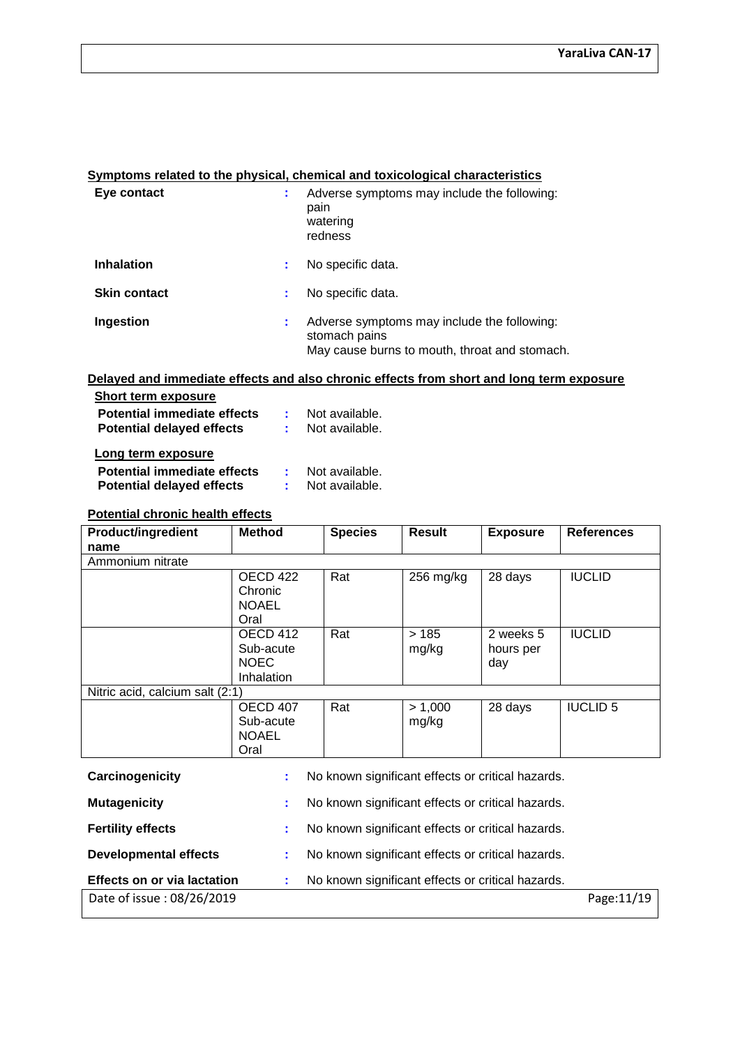**Symptoms related to the physical, chemical and toxicological characteristics**

**Eye contact** : Adverse symptoms may include the following:
pain
watering
redness

**Inhalation** : No specific data.

**Skin contact** : No specific data.

**Ingestion** : Adverse symptoms may include the following:
stomach pains
May cause burns to mouth, throat and stomach.

**Delayed and immediate effects and also chronic effects from short and long term exposure**

**Short term exposure**

**Potential immediate effects** : Not available.
**Potential delayed effects** : Not available.

**Long term exposure**

**Potential immediate effects** : Not available.
**Potential delayed effects** : Not available.

**Potential chronic health effects**

| Product/ingredient name | Method | Species | Result | Exposure | References |
|---|---|---|---|---|---|
| Ammonium nitrate | | | | | |
| | OECD 422 Chronic NOAEL Oral | Rat | 256 mg/kg | 28 days | IUCLID |
| | OECD 412 Sub-acute NOEC Inhalation | Rat | > 185 mg/kg | 2 weeks 5 hours per day | IUCLID |
| Nitric acid, calcium salt (2:1) | | | | | |
| | OECD 407 Sub-acute NOAEL Oral | Rat | > 1,000 mg/kg | 28 days | IUCLID 5 |

**Carcinogenicity** : No known significant effects or critical hazards.

**Mutagenicity** : No known significant effects or critical hazards.

**Fertility effects** : No known significant effects or critical hazards.

**Developmental effects** : No known significant effects or critical hazards.

**Effects on or via lactation** : No known significant effects or critical hazards.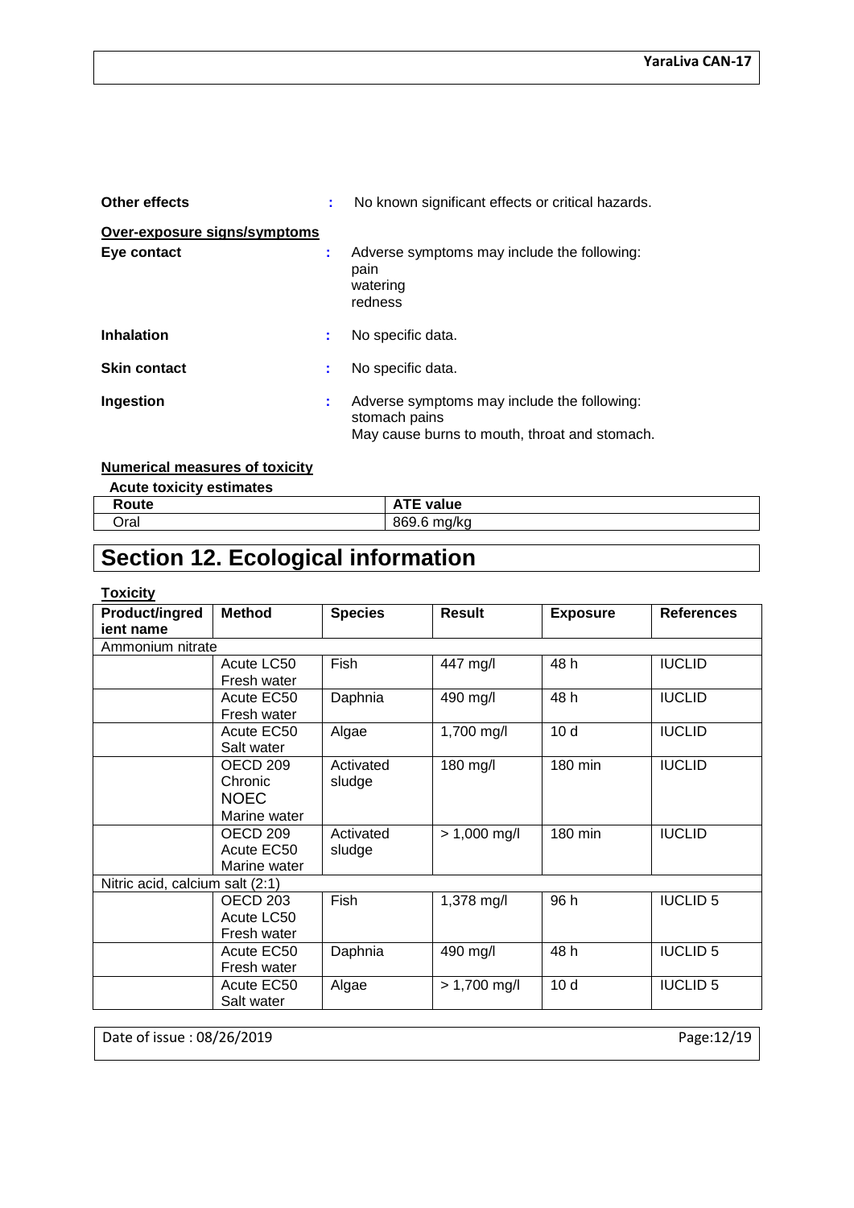**Other effects** : No known significant effects or critical hazards.

**Over-exposure signs/symptoms**

**Eye contact** : Adverse symptoms may include the following:
pain
watering
redness

**Inhalation** : No specific data.

**Skin contact** : No specific data.

**Ingestion** : Adverse symptoms may include the following:
stomach pains
May cause burns to mouth, throat and stomach.

**Numerical measures of toxicity**

**Acute toxicity estimates**

| Route | ATE value |
|---|---|
| Oral | 869.6 mg/kg |

# Section 12. Ecological information

**Toxicity**

| Product/ingredient name | Method | Species | Result | Exposure | References |
|---|---|---|---|---|---|
| Ammonium nitrate | | | | | |
| | Acute LC50 Fresh water | Fish | 447 mg/l | 48 h | IUCLID |
| | Acute EC50 Fresh water | Daphnia | 490 mg/l | 48 h | IUCLID |
| | Acute EC50 Salt water | Algae | 1,700 mg/l | 10 d | IUCLID |
| | OECD 209 Chronic NOEC Marine water | Activated sludge | 180 mg/l | 180 min | IUCLID |
| | OECD 209 Acute EC50 Marine water | Activated sludge | > 1,000 mg/l | 180 min | IUCLID |
| Nitric acid, calcium salt (2:1) | | | | | |
| | OECD 203 Acute LC50 Fresh water | Fish | 1,378 mg/l | 96 h | IUCLID 5 |
| | Acute EC50 Fresh water | Daphnia | 490 mg/l | 48 h | IUCLID 5 |
| | Acute EC50 Salt water | Algae | > 1,700 mg/l | 10 d | IUCLID 5 |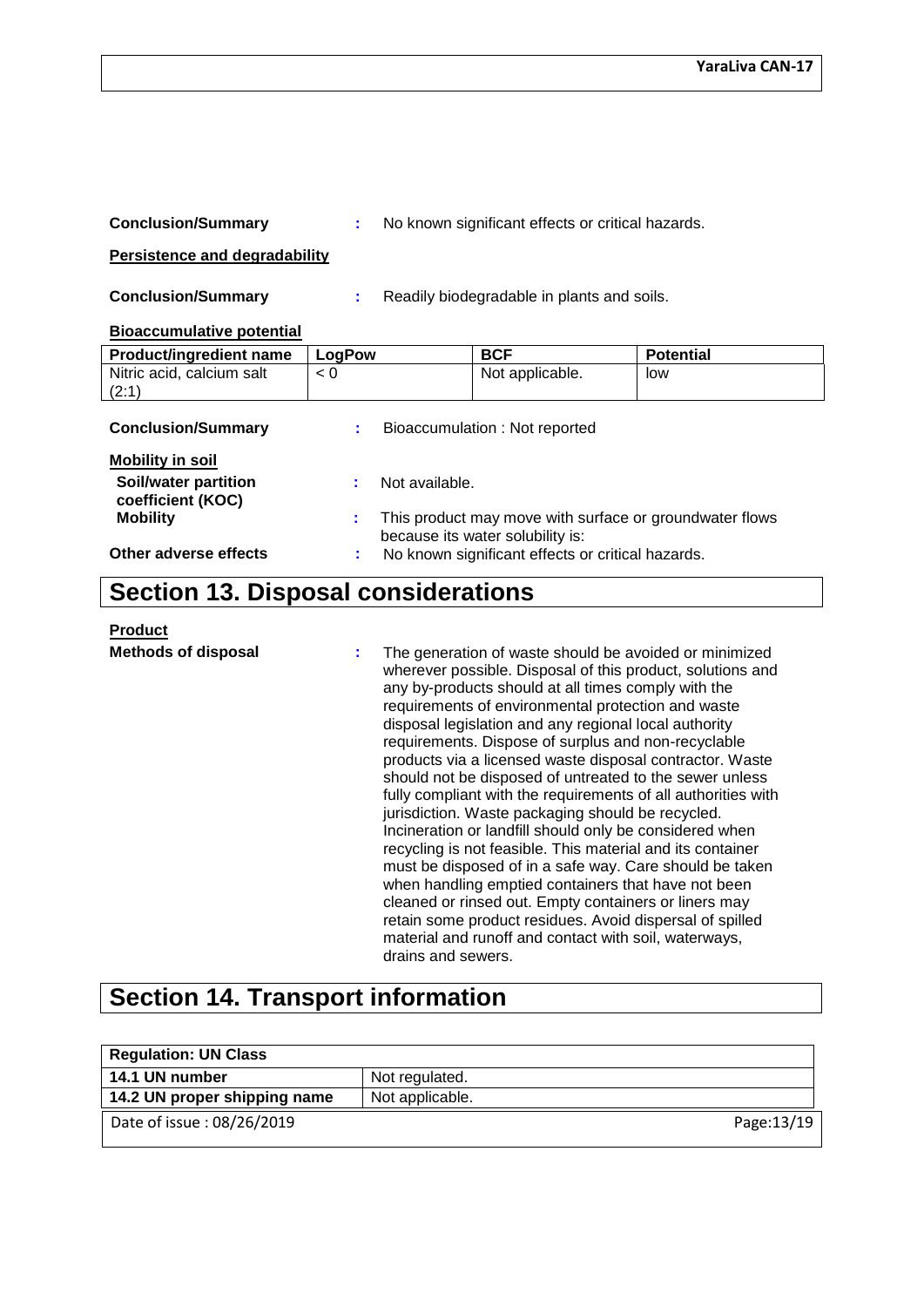**Conclusion/Summary** : No known significant effects or critical hazards.

**Persistence and degradability**

**Conclusion/Summary** : Readily biodegradable in plants and soils.

**Bioaccumulative potential**

| Product/ingredient name | LogPow | BCF | Potential |
| --- | --- | --- | --- |
| Nitric acid, calcium salt (2:1) | < 0 | Not applicable. | low |

**Conclusion/Summary** : Bioaccumulation : Not reported

**Mobility in soil**

**Soil/water partition coefficient (KOC)** : Not available.

**Mobility** : This product may move with surface or groundwater flows because its water solubility is:

**Other adverse effects** : No known significant effects or critical hazards.

# Section 13. Disposal considerations

**Product**

**Methods of disposal** : The generation of waste should be avoided or minimized wherever possible. Disposal of this product, solutions and any by-products should at all times comply with the requirements of environmental protection and waste disposal legislation and any regional local authority requirements. Dispose of surplus and non-recyclable products via a licensed waste disposal contractor. Waste should not be disposed of untreated to the sewer unless fully compliant with the requirements of all authorities with jurisdiction. Waste packaging should be recycled. Incineration or landfill should only be considered when recycling is not feasible. This material and its container must be disposed of in a safe way. Care should be taken when handling emptied containers that have not been cleaned or rinsed out. Empty containers or liners may retain some product residues. Avoid dispersal of spilled material and runoff and contact with soil, waterways, drains and sewers.

# Section 14. Transport information

| Regulation: UN Class | |
| --- | --- |
| 14.1 UN number | Not regulated. |
| 14.2 UN proper shipping name | Not applicable. |

Date of issue : 08/26/2019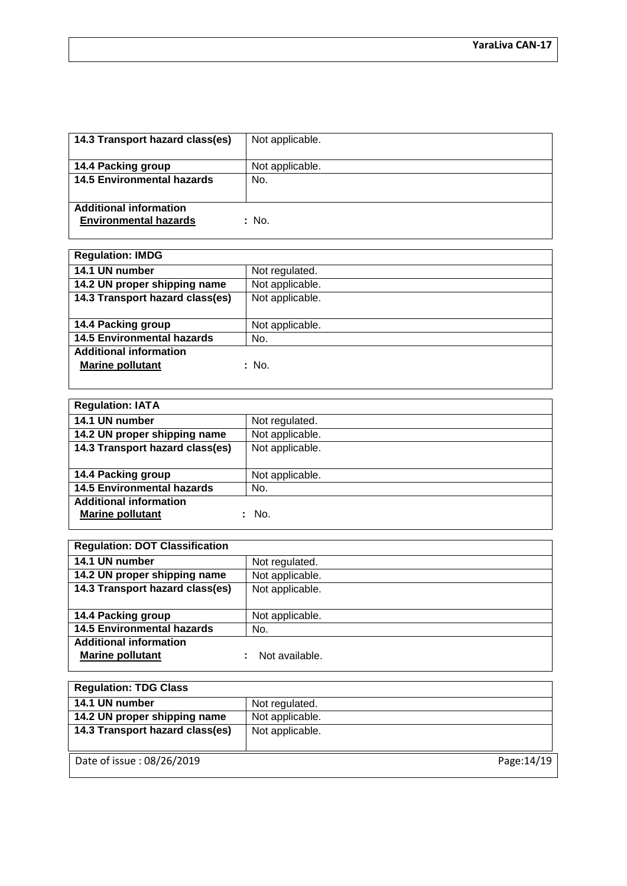| 14.3 Transport hazard class(es) | Not applicable. |
|---|---|
| 14.4 Packing group | Not applicable. |
| 14.5 Environmental hazards | No. |
| **Additional information** | |
| Environmental hazards | : No. |

| **Regulation: IMDG** | |
|---|---|
| 14.1 UN number | Not regulated. |
| 14.2 UN proper shipping name | Not applicable. |
| 14.3 Transport hazard class(es) | Not applicable. |
| 14.4 Packing group | Not applicable. |
| 14.5 Environmental hazards | No. |
| **Additional information** | |
| Marine pollutant | : No. |

| **Regulation: IATA** | |
|---|---|
| 14.1 UN number | Not regulated. |
| 14.2 UN proper shipping name | Not applicable. |
| 14.3 Transport hazard class(es) | Not applicable. |
| 14.4 Packing group | Not applicable. |
| 14.5 Environmental hazards | No. |
| **Additional information** | |
| Marine pollutant | : No. |

| **Regulation: DOT Classification** | |
|---|---|
| 14.1 UN number | Not regulated. |
| 14.2 UN proper shipping name | Not applicable. |
| 14.3 Transport hazard class(es) | Not applicable. |
| 14.4 Packing group | Not applicable. |
| 14.5 Environmental hazards | No. |
| **Additional information** | |
| Marine pollutant | : Not available. |

| **Regulation: TDG Class** | |
|---|---|
| 14.1 UN number | Not regulated. |
| 14.2 UN proper shipping name | Not applicable. |
| 14.3 Transport hazard class(es) | Not applicable. |

Date of issue : 08/26/2019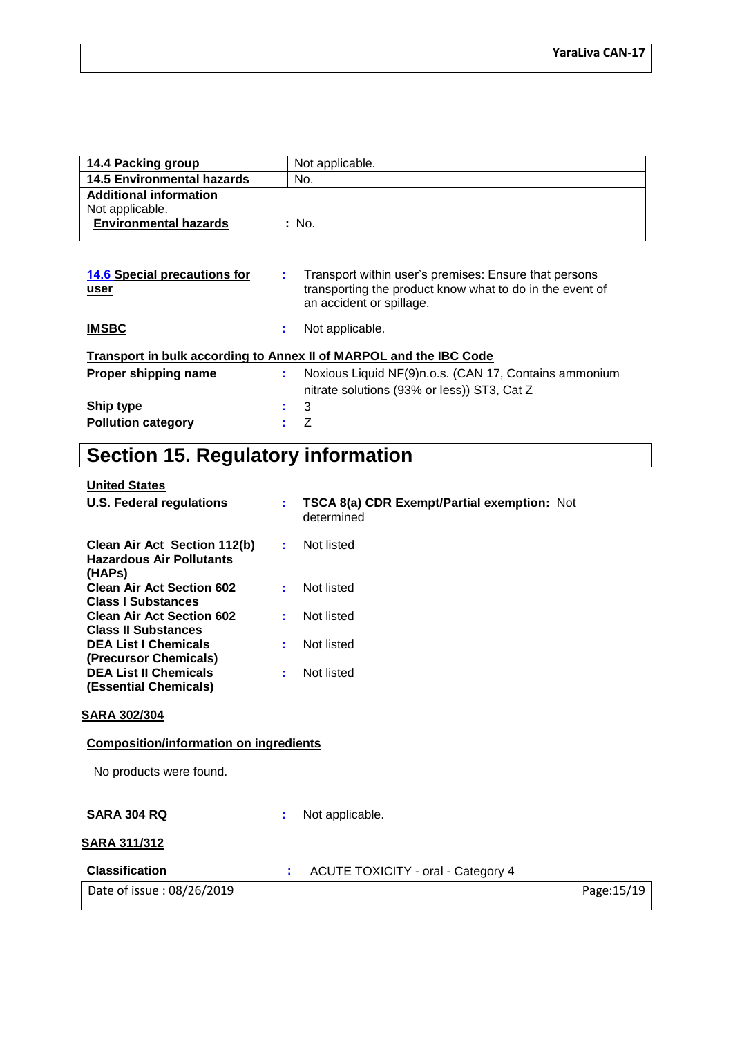| 14.4 Packing group | Not applicable. |
|---|---|
| 14.5 Environmental hazards | No. |

**Additional information**
Not applicable.

**Environmental hazards** : No.

**14.6 Special precautions for user** : Transport within user's premises: Ensure that persons transporting the product know what to do in the event of an accident or spillage.

**IMSBC** : Not applicable.

**Transport in bulk according to Annex II of MARPOL and the IBC Code**

**Proper shipping name** : Noxious Liquid NF(9)n.o.s. (CAN 17, Contains ammonium nitrate solutions (93% or less)) ST3, Cat Z

**Ship type** : 3

**Pollution category** : Z

# Section 15. Regulatory information

**United States**

**U.S. Federal regulations** : **TSCA 8(a) CDR Exempt/Partial exemption:** Not determined

**Clean Air Act Section 112(b) Hazardous Air Pollutants (HAPs)** : Not listed

**Clean Air Act Section 602 Class I Substances** : Not listed

**Clean Air Act Section 602 Class II Substances** : Not listed

**DEA List I Chemicals (Precursor Chemicals)** : Not listed

**DEA List II Chemicals (Essential Chemicals)** : Not listed

**SARA 302/304**

**Composition/information on ingredients**

No products were found.

**SARA 304 RQ** : Not applicable.

**SARA 311/312**

**Classification** : ACUTE TOXICITY - oral - Category 4

Date of issue : 08/26/2019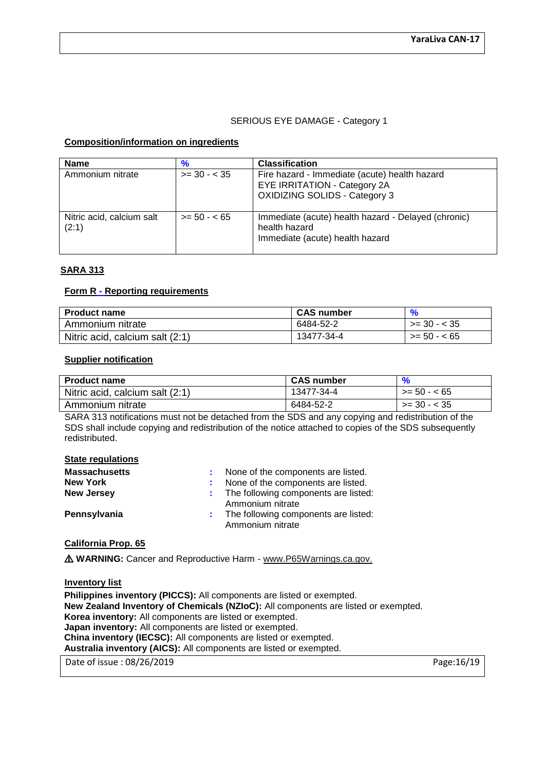SERIOUS EYE DAMAGE - Category 1

**Composition/information on ingredients**

| Name | % | Classification |
| --- | --- | --- |
| Ammonium nitrate | >= 30 - < 35 | Fire hazard - Immediate (acute) health hazard<br>EYE IRRITATION - Category 2A<br>OXIDIZING SOLIDS - Category 3 |
| Nitric acid, calcium salt (2:1) | >= 50 - < 65 | Immediate (acute) health hazard - Delayed (chronic) health hazard<br>Immediate (acute) health hazard |

**SARA 313**

**Form R - Reporting requirements**

| Product name | CAS number | % |
| --- | --- | --- |
| Ammonium nitrate | 6484-52-2 | >= 30 - < 35 |
| Nitric acid, calcium salt (2:1) | 13477-34-4 | >= 50 - < 65 |

**Supplier notification**

| Product name | CAS number | % |
| --- | --- | --- |
| Nitric acid, calcium salt (2:1) | 13477-34-4 | >= 50 - < 65 |
| Ammonium nitrate | 6484-52-2 | >= 30 - < 35 |

SARA 313 notifications must not be detached from the SDS and any copying and redistribution of the SDS shall include copying and redistribution of the notice attached to copies of the SDS subsequently redistributed.

**State regulations**

**Massachusetts** : None of the components are listed.
**New York** : None of the components are listed.
**New Jersey** : The following components are listed: Ammonium nitrate
**Pennsylvania** : The following components are listed: Ammonium nitrate

**California Prop. 65**

⚠ **WARNING:** Cancer and Reproductive Harm - www.P65Warnings.ca.gov.

**Inventory list**

**Philippines inventory (PICCS):** All components are listed or exempted.
**New Zealand Inventory of Chemicals (NZIoC):** All components are listed or exempted.
**Korea inventory:** All components are listed or exempted.
**Japan inventory:** All components are listed or exempted.
**China inventory (IECSC):** All components are listed or exempted.
**Australia inventory (AICS):** All components are listed or exempted.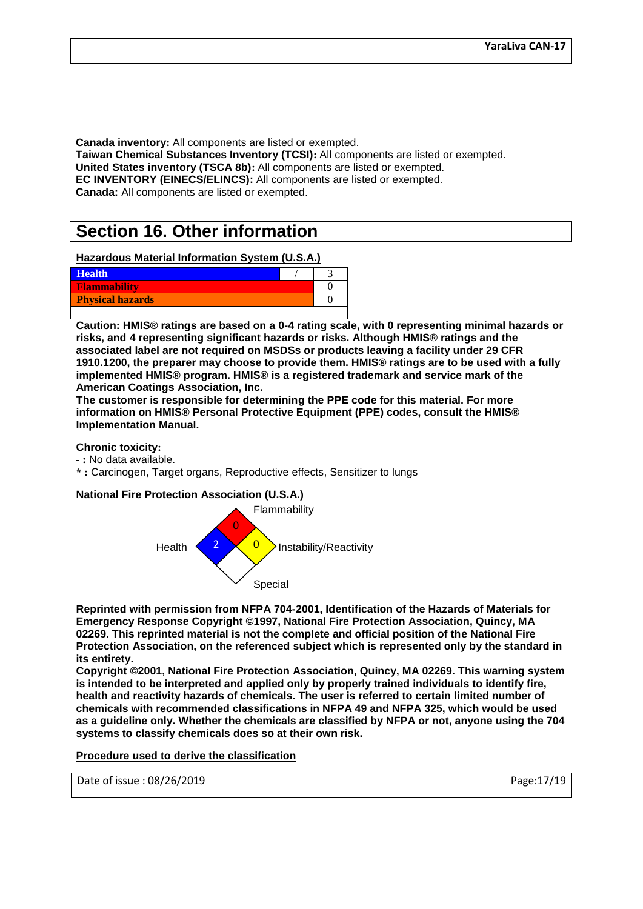**Canada inventory:** All components are listed or exempted.
**Taiwan Chemical Substances Inventory (TCSI):** All components are listed or exempted.
**United States inventory (TSCA 8b):** All components are listed or exempted.
**EC INVENTORY (EINECS/ELINCS):** All components are listed or exempted.
**Canada:** All components are listed or exempted.

# Section 16. Other information

**Hazardous Material Information System (U.S.A.)**

| | | |
|---|---|---|
| **Health** | / | 3 |
| **Flammability** | | 0 |
| **Physical hazards** | | 0 |

**Caution: HMIS® ratings are based on a 0-4 rating scale, with 0 representing minimal hazards or risks, and 4 representing significant hazards or risks. Although HMIS® ratings and the associated label are not required on MSDSs or products leaving a facility under 29 CFR 1910.1200, the preparer may choose to provide them. HMIS® ratings are to be used with a fully implemented HMIS® program. HMIS® is a registered trademark and service mark of the American Coatings Association, Inc.**
**The customer is responsible for determining the PPE code for this material. For more information on HMIS® Personal Protective Equipment (PPE) codes, consult the HMIS® Implementation Manual.**

**Chronic toxicity:**
**- :** No data available.
**\* :** Carcinogen, Target organs, Reproductive effects, Sensitizer to lungs

**National Fire Protection Association (U.S.A.)**

Flammability: 0
Health: 2
Instability/Reactivity: 0
Special:

**Reprinted with permission from NFPA 704-2001, Identification of the Hazards of Materials for Emergency Response Copyright ©1997, National Fire Protection Association, Quincy, MA 02269. This reprinted material is not the complete and official position of the National Fire Protection Association, on the referenced subject which is represented only by the standard in its entirety.**
**Copyright ©2001, National Fire Protection Association, Quincy, MA 02269. This warning system is intended to be interpreted and applied only by properly trained individuals to identify fire, health and reactivity hazards of chemicals. The user is referred to certain limited number of chemicals with recommended classifications in NFPA 49 and NFPA 325, which would be used as a guideline only. Whether the chemicals are classified by NFPA or not, anyone using the 704 systems to classify chemicals does so at their own risk.**

**Procedure used to derive the classification**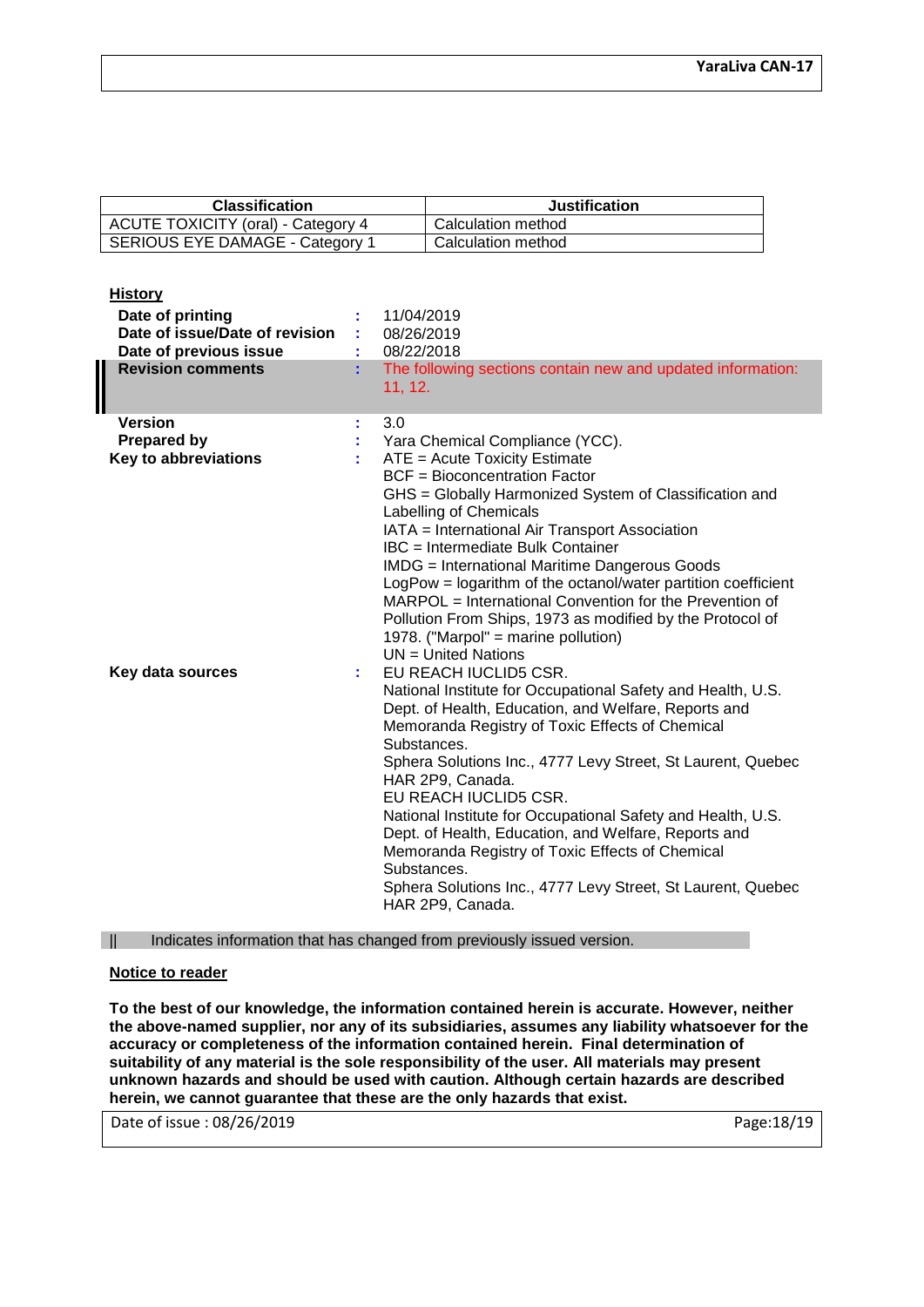| Classification | Justification |
| --- | --- |
| ACUTE TOXICITY (oral) - Category 4 | Calculation method |
| SERIOUS EYE DAMAGE - Category 1 | Calculation method |

**History**

| | | |
| --- | --- | --- |
| **Date of printing** | : | 11/04/2019 |
| **Date of issue/Date of revision** | : | 08/26/2019 |
| **Date of previous issue** | : | 08/22/2018 |
| **Revision comments** | : | The following sections contain new and updated information: 11, 12. |
| **Version** | : | 3.0 |
| **Prepared by** | : | Yara Chemical Compliance (YCC). |
| **Key to abbreviations** | : | ATE = Acute Toxicity Estimate<br>BCF = Bioconcentration Factor<br>GHS = Globally Harmonized System of Classification and Labelling of Chemicals<br>IATA = International Air Transport Association<br>IBC = Intermediate Bulk Container<br>IMDG = International Maritime Dangerous Goods<br>LogPow = logarithm of the octanol/water partition coefficient<br>MARPOL = International Convention for the Prevention of Pollution From Ships, 1973 as modified by the Protocol of 1978. ("Marpol" = marine pollution)<br>UN = United Nations |
| **Key data sources** | : | EU REACH IUCLID5 CSR.<br>National Institute for Occupational Safety and Health, U.S. Dept. of Health, Education, and Welfare, Reports and Memoranda Registry of Toxic Effects of Chemical Substances.<br>Sphera Solutions Inc., 4777 Levy Street, St Laurent, Quebec HAR 2P9, Canada.<br>EU REACH IUCLID5 CSR.<br>National Institute for Occupational Safety and Health, U.S. Dept. of Health, Education, and Welfare, Reports and Memoranda Registry of Toxic Effects of Chemical Substances.<br>Sphera Solutions Inc., 4777 Levy Street, St Laurent, Quebec HAR 2P9, Canada. |

|| Indicates information that has changed from previously issued version.

**Notice to reader**

**To the best of our knowledge, the information contained herein is accurate. However, neither the above-named supplier, nor any of its subsidiaries, assumes any liability whatsoever for the accuracy or completeness of the information contained herein. Final determination of suitability of any material is the sole responsibility of the user. All materials may present unknown hazards and should be used with caution. Although certain hazards are described herein, we cannot guarantee that these are the only hazards that exist.**